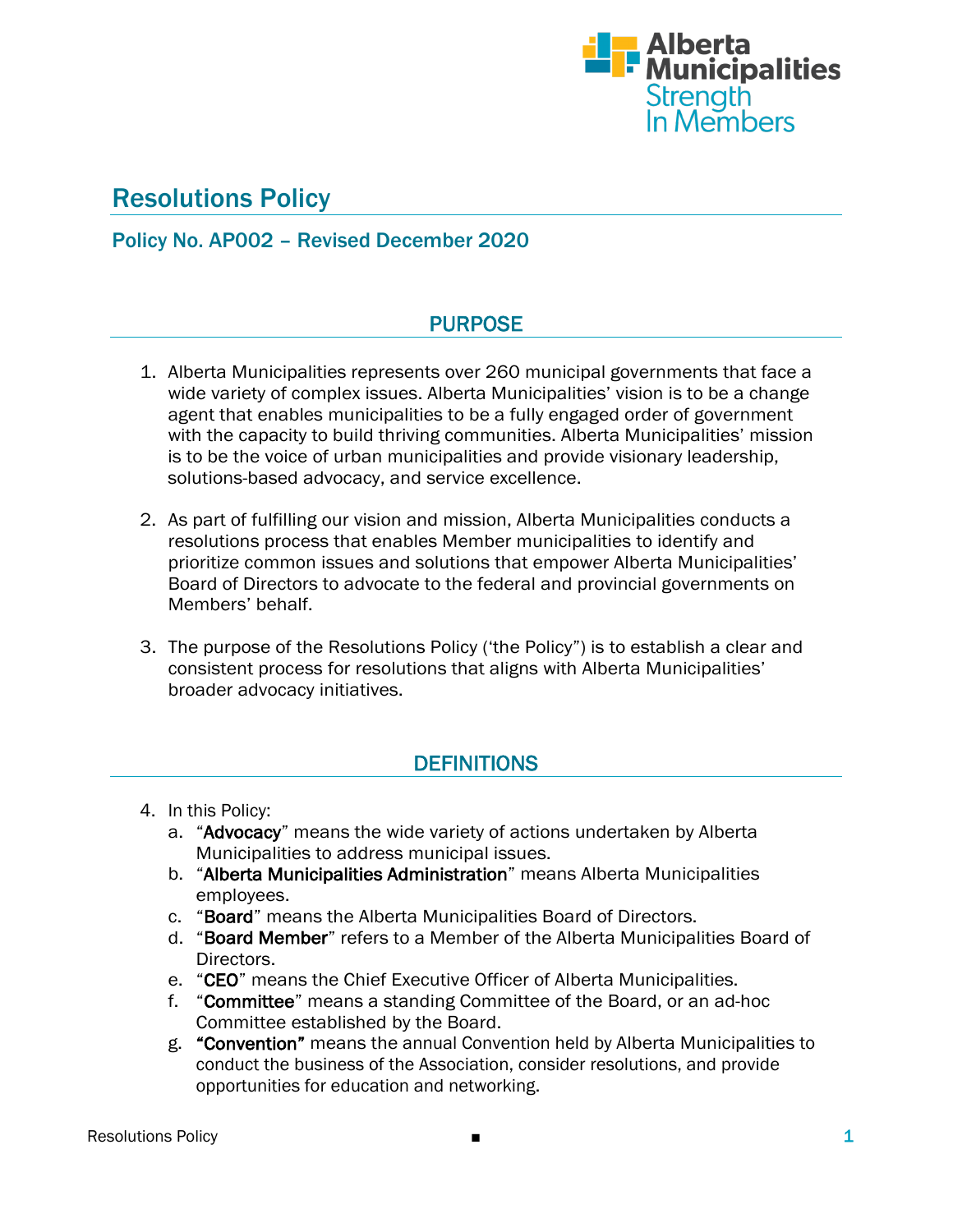# Resolutions Policy

## Policy No. AP002 – Revised December 2020

## PURPOSE

1. Alberta Municipalities represents over 260 municipal governments that face a wide variety of complex issues. Alberta Municipalities' vision is to be a change agent that enables municipalities to be a fully engaged order of government with the capacity to build thriving communities. Alberta Municipalities' mission is to be the voice of urban municipalities and provide visionary leadership, solutions-based advocacy, and service excellence.

2. As part of fulfilling our vision and mission, Alberta Municipalities conducts a resolutions process that enables Member municipalities to identify and prioritize common issues and solutions that empower Alberta Municipalities' Board of Directors to advocate to the federal and provincial governments on Members' behalf.

3. The purpose of the Resolutions Policy ('the Policy") is to establish a clear and consistent process for resolutions that aligns with Alberta Municipalities' broader advocacy initiatives.

## DEFINITIONS

4. In this Policy:
   a. "**Advocacy**" means the wide variety of actions undertaken by Alberta Municipalities to address municipal issues.
   b. "**Alberta Municipalities Administration**" means Alberta Municipalities employees.
   c. "**Board**" means the Alberta Municipalities Board of Directors.
   d. "**Board Member**" refers to a Member of the Alberta Municipalities Board of Directors.
   e. "**CEO**" means the Chief Executive Officer of Alberta Municipalities.
   f. "**Committee**" means a standing Committee of the Board, or an ad-hoc Committee established by the Board.
   g. **"Convention"** means the annual Convention held by Alberta Municipalities to conduct the business of the Association, consider resolutions, and provide opportunities for education and networking.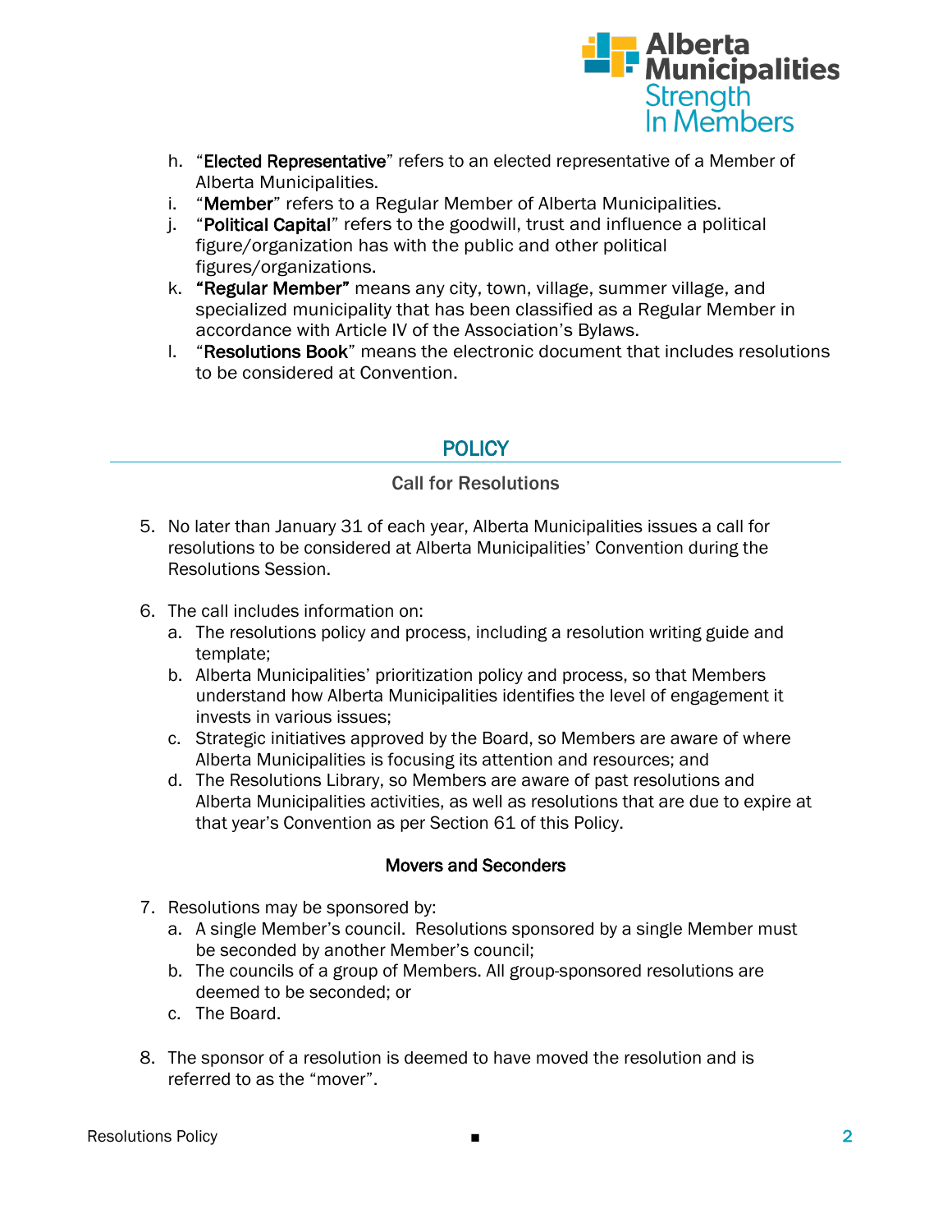h. "**Elected Representative**" refers to an elected representative of a Member of Alberta Municipalities.

i. "**Member**" refers to a Regular Member of Alberta Municipalities.

j. "**Political Capital**" refers to the goodwill, trust and influence a political figure/organization has with the public and other political figures/organizations.

k. **"Regular Member"** means any city, town, village, summer village, and specialized municipality that has been classified as a Regular Member in accordance with Article IV of the Association's Bylaws.

l. "**Resolutions Book**" means the electronic document that includes resolutions to be considered at Convention.

## POLICY

### Call for Resolutions

5. No later than January 31 of each year, Alberta Municipalities issues a call for resolutions to be considered at Alberta Municipalities' Convention during the Resolutions Session.

6. The call includes information on:
   a. The resolutions policy and process, including a resolution writing guide and template;
   b. Alberta Municipalities' prioritization policy and process, so that Members understand how Alberta Municipalities identifies the level of engagement it invests in various issues;
   c. Strategic initiatives approved by the Board, so Members are aware of where Alberta Municipalities is focusing its attention and resources; and
   d. The Resolutions Library, so Members are aware of past resolutions and Alberta Municipalities activities, as well as resolutions that are due to expire at that year's Convention as per Section 61 of this Policy.

### Movers and Seconders

7. Resolutions may be sponsored by:
   a. A single Member's council. Resolutions sponsored by a single Member must be seconded by another Member's council;
   b. The councils of a group of Members. All group-sponsored resolutions are deemed to be seconded; or
   c. The Board.

8. The sponsor of a resolution is deemed to have moved the resolution and is referred to as the "mover".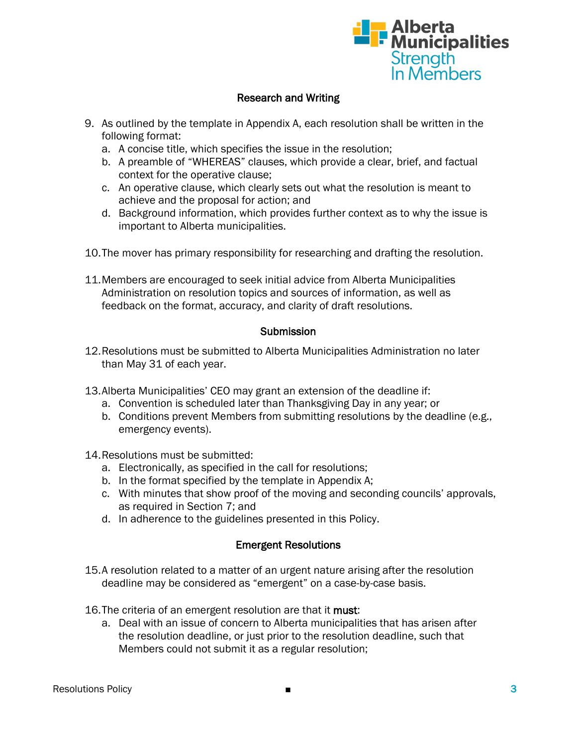### Research and Writing

9. As outlined by the template in Appendix A, each resolution shall be written in the following format:
   a. A concise title, which specifies the issue in the resolution;
   b. A preamble of "WHEREAS" clauses, which provide a clear, brief, and factual context for the operative clause;
   c. An operative clause, which clearly sets out what the resolution is meant to achieve and the proposal for action; and
   d. Background information, which provides further context as to why the issue is important to Alberta municipalities.

10. The mover has primary responsibility for researching and drafting the resolution.

11. Members are encouraged to seek initial advice from Alberta Municipalities Administration on resolution topics and sources of information, as well as feedback on the format, accuracy, and clarity of draft resolutions.

### Submission

12. Resolutions must be submitted to Alberta Municipalities Administration no later than May 31 of each year.

13. Alberta Municipalities' CEO may grant an extension of the deadline if:
    a. Convention is scheduled later than Thanksgiving Day in any year; or
    b. Conditions prevent Members from submitting resolutions by the deadline (e.g., emergency events).

14. Resolutions must be submitted:
    a. Electronically, as specified in the call for resolutions;
    b. In the format specified by the template in Appendix A;
    c. With minutes that show proof of the moving and seconding councils' approvals, as required in Section 7; and
    d. In adherence to the guidelines presented in this Policy.

### Emergent Resolutions

15. A resolution related to a matter of an urgent nature arising after the resolution deadline may be considered as "emergent" on a case-by-case basis.

16. The criteria of an emergent resolution are that it **must**:
    a. Deal with an issue of concern to Alberta municipalities that has arisen after the resolution deadline, or just prior to the resolution deadline, such that Members could not submit it as a regular resolution;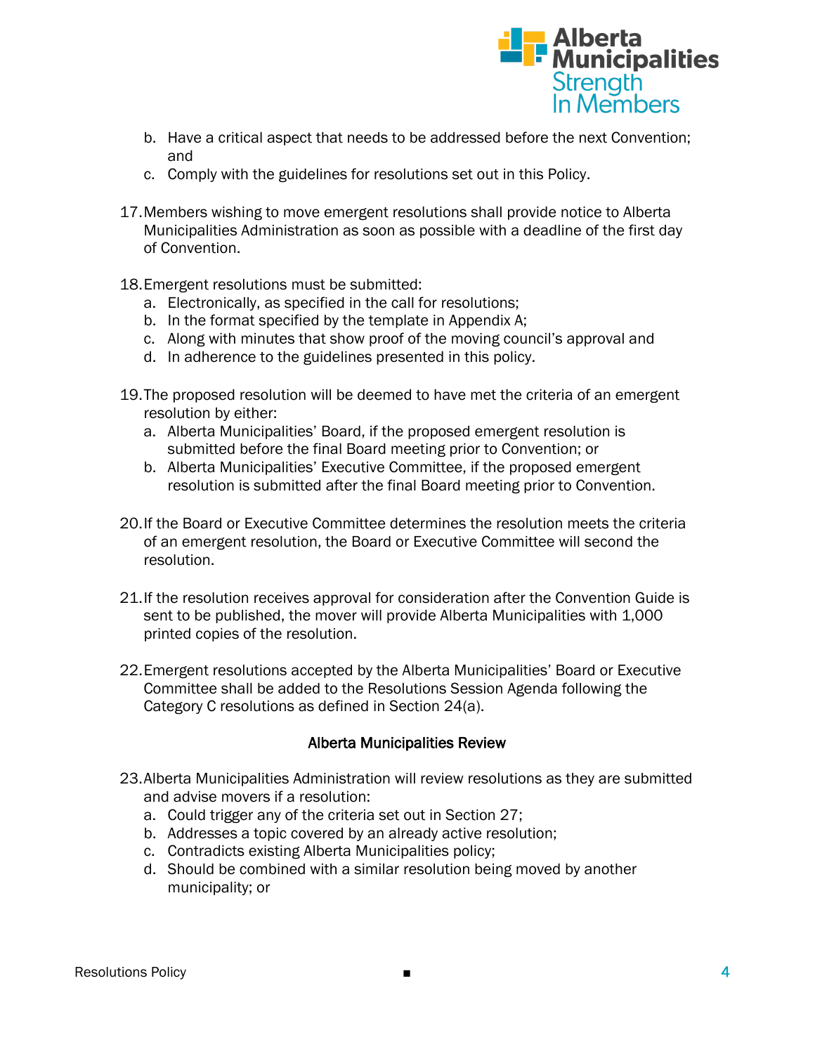b. Have a critical aspect that needs to be addressed before the next Convention; and
   c. Comply with the guidelines for resolutions set out in this Policy.

17. Members wishing to move emergent resolutions shall provide notice to Alberta Municipalities Administration as soon as possible with a deadline of the first day of Convention.

18. Emergent resolutions must be submitted:
   a. Electronically, as specified in the call for resolutions;
   b. In the format specified by the template in Appendix A;
   c. Along with minutes that show proof of the moving council's approval and
   d. In adherence to the guidelines presented in this policy.

19. The proposed resolution will be deemed to have met the criteria of an emergent resolution by either:
   a. Alberta Municipalities' Board, if the proposed emergent resolution is submitted before the final Board meeting prior to Convention; or
   b. Alberta Municipalities' Executive Committee, if the proposed emergent resolution is submitted after the final Board meeting prior to Convention.

20. If the Board or Executive Committee determines the resolution meets the criteria of an emergent resolution, the Board or Executive Committee will second the resolution.

21. If the resolution receives approval for consideration after the Convention Guide is sent to be published, the mover will provide Alberta Municipalities with 1,000 printed copies of the resolution.

22. Emergent resolutions accepted by the Alberta Municipalities' Board or Executive Committee shall be added to the Resolutions Session Agenda following the Category C resolutions as defined in Section 24(a).

### Alberta Municipalities Review

23. Alberta Municipalities Administration will review resolutions as they are submitted and advise movers if a resolution:
   a. Could trigger any of the criteria set out in Section 27;
   b. Addresses a topic covered by an already active resolution;
   c. Contradicts existing Alberta Municipalities policy;
   d. Should be combined with a similar resolution being moved by another municipality; or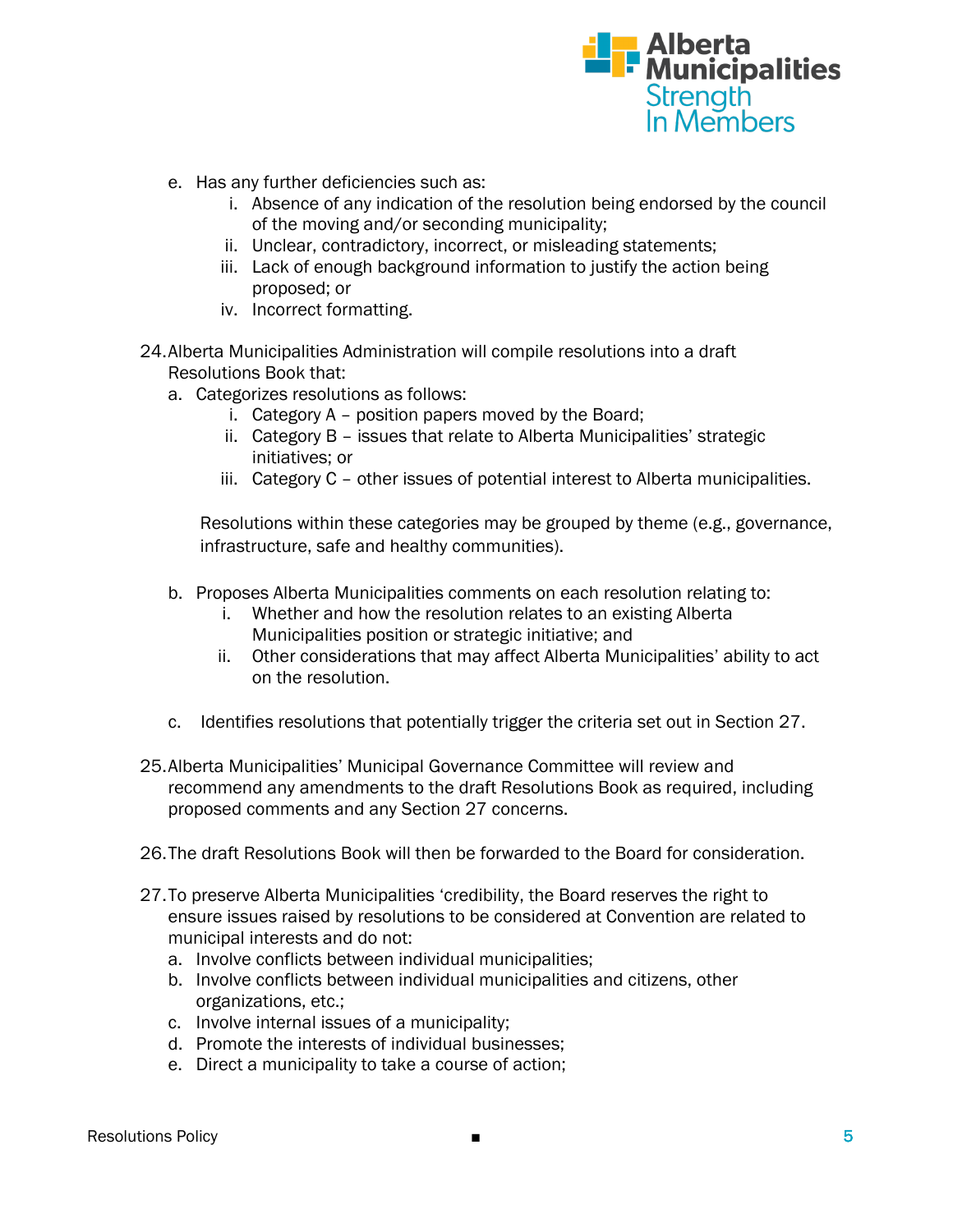e. Has any further deficiencies such as:
   i. Absence of any indication of the resolution being endorsed by the council of the moving and/or seconding municipality;
   ii. Unclear, contradictory, incorrect, or misleading statements;
   iii. Lack of enough background information to justify the action being proposed; or
   iv. Incorrect formatting.

24. Alberta Municipalities Administration will compile resolutions into a draft Resolutions Book that:
   a. Categorizes resolutions as follows:
      i. Category A – position papers moved by the Board;
      ii. Category B – issues that relate to Alberta Municipalities' strategic initiatives; or
      iii. Category C – other issues of potential interest to Alberta municipalities.

      Resolutions within these categories may be grouped by theme (e.g., governance, infrastructure, safe and healthy communities).

   b. Proposes Alberta Municipalities comments on each resolution relating to:
      i. Whether and how the resolution relates to an existing Alberta Municipalities position or strategic initiative; and
      ii. Other considerations that may affect Alberta Municipalities' ability to act on the resolution.

   c. Identifies resolutions that potentially trigger the criteria set out in Section 27.

25. Alberta Municipalities' Municipal Governance Committee will review and recommend any amendments to the draft Resolutions Book as required, including proposed comments and any Section 27 concerns.

26. The draft Resolutions Book will then be forwarded to the Board for consideration.

27. To preserve Alberta Municipalities 'credibility, the Board reserves the right to ensure issues raised by resolutions to be considered at Convention are related to municipal interests and do not:
   a. Involve conflicts between individual municipalities;
   b. Involve conflicts between individual municipalities and citizens, other organizations, etc.;
   c. Involve internal issues of a municipality;
   d. Promote the interests of individual businesses;
   e. Direct a municipality to take a course of action;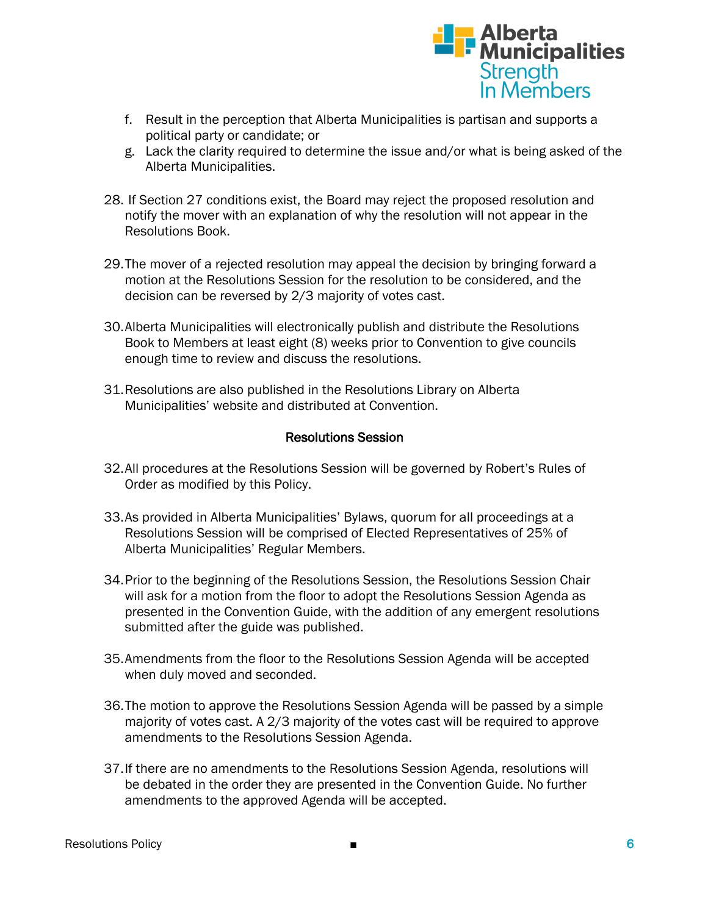f. Result in the perception that Alberta Municipalities is partisan and supports a political party or candidate; or
g. Lack the clarity required to determine the issue and/or what is being asked of the Alberta Municipalities.

28. If Section 27 conditions exist, the Board may reject the proposed resolution and notify the mover with an explanation of why the resolution will not appear in the Resolutions Book.

29. The mover of a rejected resolution may appeal the decision by bringing forward a motion at the Resolutions Session for the resolution to be considered, and the decision can be reversed by 2/3 majority of votes cast.

30. Alberta Municipalities will electronically publish and distribute the Resolutions Book to Members at least eight (8) weeks prior to Convention to give councils enough time to review and discuss the resolutions.

31. Resolutions are also published in the Resolutions Library on Alberta Municipalities' website and distributed at Convention.

### Resolutions Session

32. All procedures at the Resolutions Session will be governed by Robert's Rules of Order as modified by this Policy.

33. As provided in Alberta Municipalities' Bylaws, quorum for all proceedings at a Resolutions Session will be comprised of Elected Representatives of 25% of Alberta Municipalities' Regular Members.

34. Prior to the beginning of the Resolutions Session, the Resolutions Session Chair will ask for a motion from the floor to adopt the Resolutions Session Agenda as presented in the Convention Guide, with the addition of any emergent resolutions submitted after the guide was published.

35. Amendments from the floor to the Resolutions Session Agenda will be accepted when duly moved and seconded.

36. The motion to approve the Resolutions Session Agenda will be passed by a simple majority of votes cast. A 2/3 majority of the votes cast will be required to approve amendments to the Resolutions Session Agenda.

37. If there are no amendments to the Resolutions Session Agenda, resolutions will be debated in the order they are presented in the Convention Guide. No further amendments to the approved Agenda will be accepted.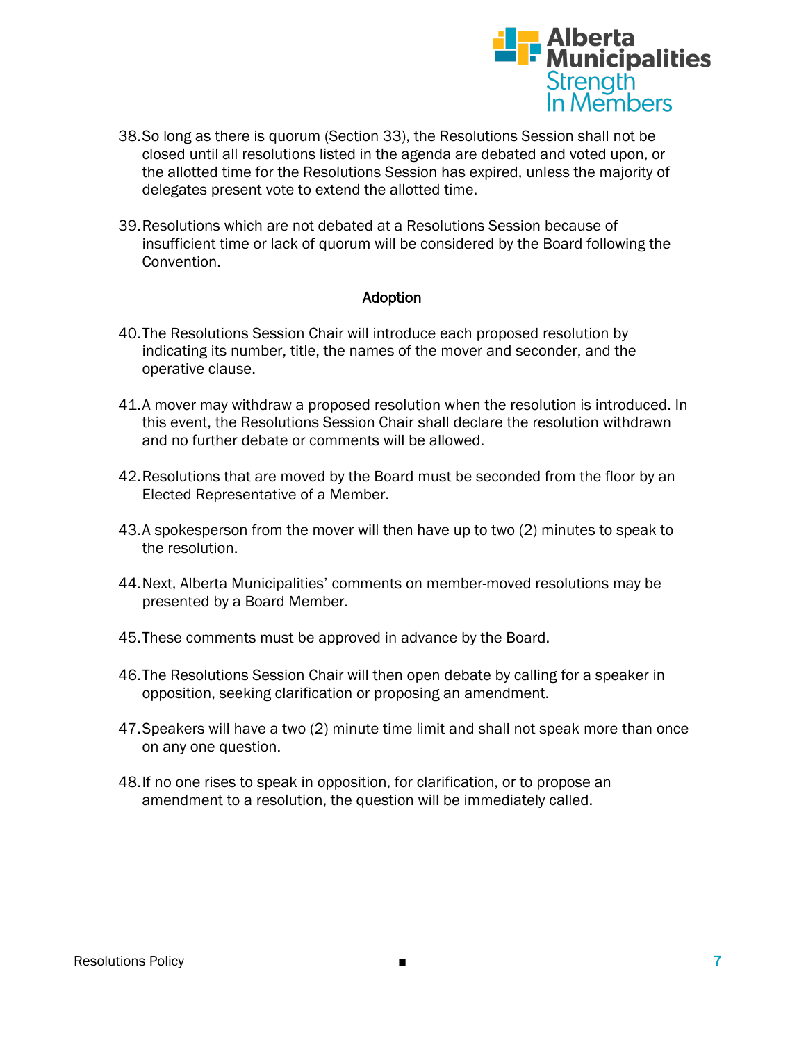38. So long as there is quorum (Section 33), the Resolutions Session shall not be closed until all resolutions listed in the agenda are debated and voted upon, or the allotted time for the Resolutions Session has expired, unless the majority of delegates present vote to extend the allotted time.

39. Resolutions which are not debated at a Resolutions Session because of insufficient time or lack of quorum will be considered by the Board following the Convention.

### Adoption

40. The Resolutions Session Chair will introduce each proposed resolution by indicating its number, title, the names of the mover and seconder, and the operative clause.

41. A mover may withdraw a proposed resolution when the resolution is introduced. In this event, the Resolutions Session Chair shall declare the resolution withdrawn and no further debate or comments will be allowed.

42. Resolutions that are moved by the Board must be seconded from the floor by an Elected Representative of a Member.

43. A spokesperson from the mover will then have up to two (2) minutes to speak to the resolution.

44. Next, Alberta Municipalities' comments on member-moved resolutions may be presented by a Board Member.

45. These comments must be approved in advance by the Board.

46. The Resolutions Session Chair will then open debate by calling for a speaker in opposition, seeking clarification or proposing an amendment.

47. Speakers will have a two (2) minute time limit and shall not speak more than once on any one question.

48. If no one rises to speak in opposition, for clarification, or to propose an amendment to a resolution, the question will be immediately called.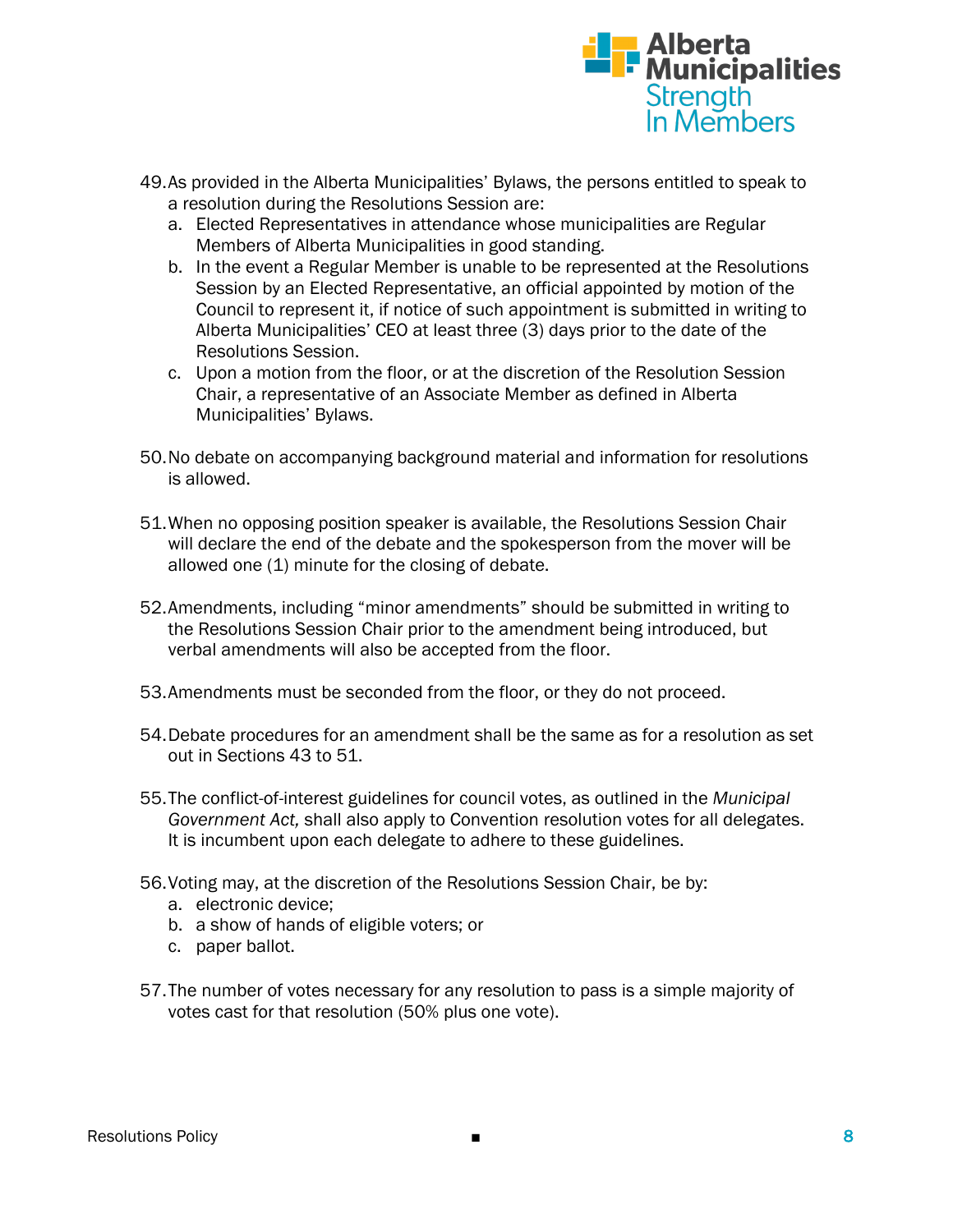49. As provided in the Alberta Municipalities' Bylaws, the persons entitled to speak to a resolution during the Resolutions Session are:
    a. Elected Representatives in attendance whose municipalities are Regular Members of Alberta Municipalities in good standing.
    b. In the event a Regular Member is unable to be represented at the Resolutions Session by an Elected Representative, an official appointed by motion of the Council to represent it, if notice of such appointment is submitted in writing to Alberta Municipalities' CEO at least three (3) days prior to the date of the Resolutions Session.
    c. Upon a motion from the floor, or at the discretion of the Resolution Session Chair, a representative of an Associate Member as defined in Alberta Municipalities' Bylaws.

50. No debate on accompanying background material and information for resolutions is allowed.

51. When no opposing position speaker is available, the Resolutions Session Chair will declare the end of the debate and the spokesperson from the mover will be allowed one (1) minute for the closing of debate.

52. Amendments, including "minor amendments" should be submitted in writing to the Resolutions Session Chair prior to the amendment being introduced, but verbal amendments will also be accepted from the floor.

53. Amendments must be seconded from the floor, or they do not proceed.

54. Debate procedures for an amendment shall be the same as for a resolution as set out in Sections 43 to 51.

55. The conflict-of-interest guidelines for council votes, as outlined in the *Municipal Government Act,* shall also apply to Convention resolution votes for all delegates. It is incumbent upon each delegate to adhere to these guidelines.

56. Voting may, at the discretion of the Resolutions Session Chair, be by:
    a. electronic device;
    b. a show of hands of eligible voters; or
    c. paper ballot.

57. The number of votes necessary for any resolution to pass is a simple majority of votes cast for that resolution (50% plus one vote).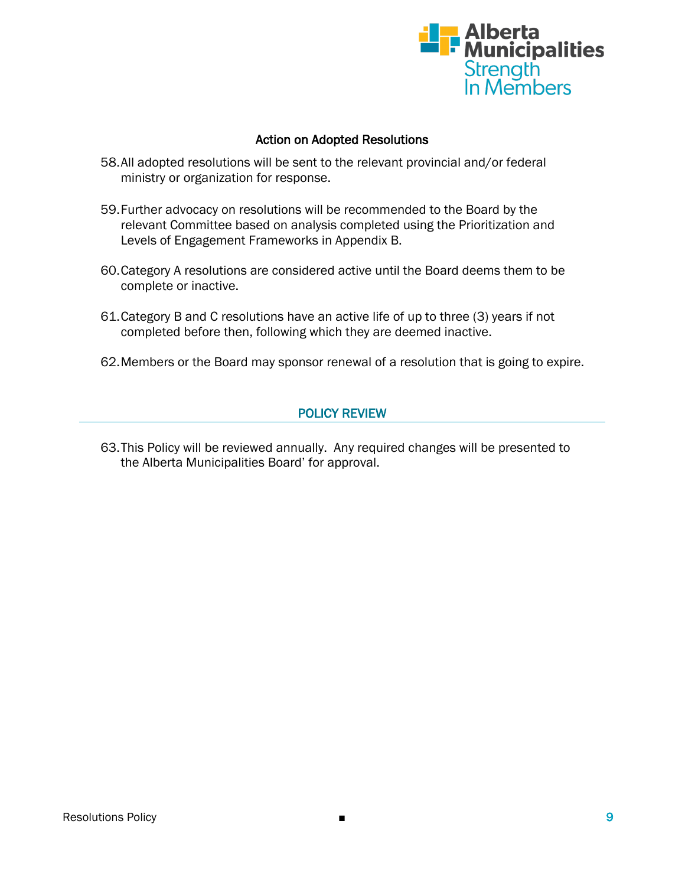### Action on Adopted Resolutions

58. All adopted resolutions will be sent to the relevant provincial and/or federal ministry or organization for response.

59. Further advocacy on resolutions will be recommended to the Board by the relevant Committee based on analysis completed using the Prioritization and Levels of Engagement Frameworks in Appendix B.

60. Category A resolutions are considered active until the Board deems them to be complete or inactive.

61. Category B and C resolutions have an active life of up to three (3) years if not completed before then, following which they are deemed inactive.

62. Members or the Board may sponsor renewal of a resolution that is going to expire.

## POLICY REVIEW

63. This Policy will be reviewed annually. Any required changes will be presented to the Alberta Municipalities Board' for approval.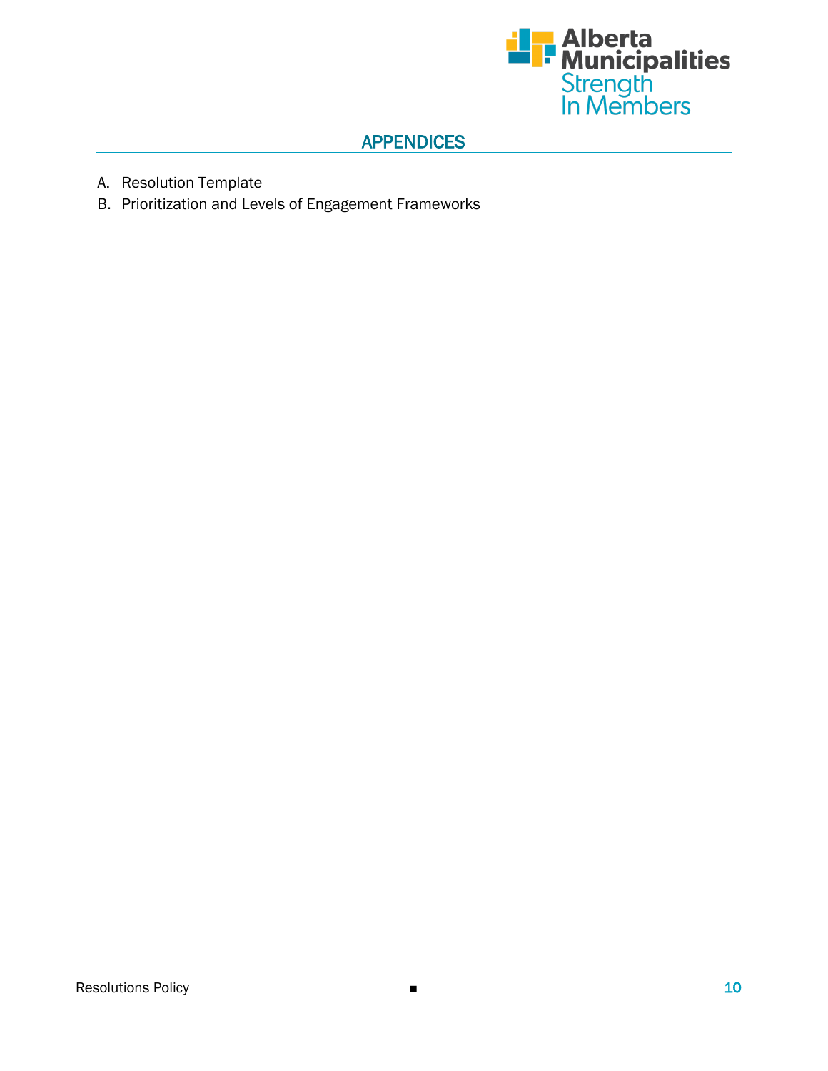## APPENDICES

A. Resolution Template
B. Prioritization and Levels of Engagement Frameworks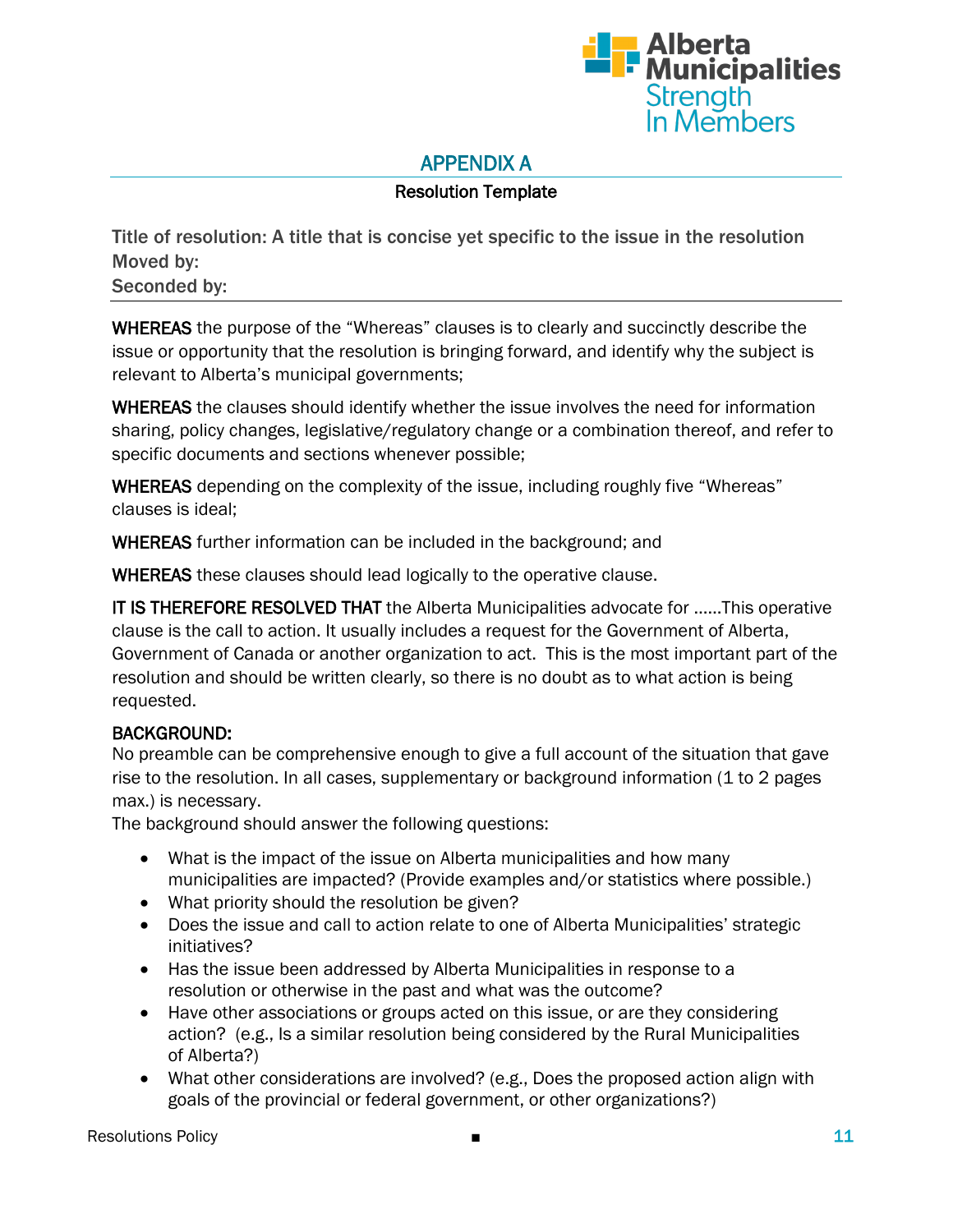## APPENDIX A

### Resolution Template

**Title of resolution: A title that is concise yet specific to the issue in the resolution**
**Moved by:**
**Seconded by:**

---

**WHEREAS** the purpose of the "Whereas" clauses is to clearly and succinctly describe the issue or opportunity that the resolution is bringing forward, and identify why the subject is relevant to Alberta's municipal governments;

**WHEREAS** the clauses should identify whether the issue involves the need for information sharing, policy changes, legislative/regulatory change or a combination thereof, and refer to specific documents and sections whenever possible;

**WHEREAS** depending on the complexity of the issue, including roughly five "Whereas" clauses is ideal;

**WHEREAS** further information can be included in the background; and

**WHEREAS** these clauses should lead logically to the operative clause.

**IT IS THEREFORE RESOLVED THAT** the Alberta Municipalities advocate for ……This operative clause is the call to action. It usually includes a request for the Government of Alberta, Government of Canada or another organization to act. This is the most important part of the resolution and should be written clearly, so there is no doubt as to what action is being requested.

**BACKGROUND:**
No preamble can be comprehensive enough to give a full account of the situation that gave rise to the resolution. In all cases, supplementary or background information (1 to 2 pages max.) is necessary.
The background should answer the following questions:

- What is the impact of the issue on Alberta municipalities and how many municipalities are impacted? (Provide examples and/or statistics where possible.)
- What priority should the resolution be given?
- Does the issue and call to action relate to one of Alberta Municipalities' strategic initiatives?
- Has the issue been addressed by Alberta Municipalities in response to a resolution or otherwise in the past and what was the outcome?
- Have other associations or groups acted on this issue, or are they considering action? (e.g., Is a similar resolution being considered by the Rural Municipalities of Alberta?)
- What other considerations are involved? (e.g., Does the proposed action align with goals of the provincial or federal government, or other organizations?)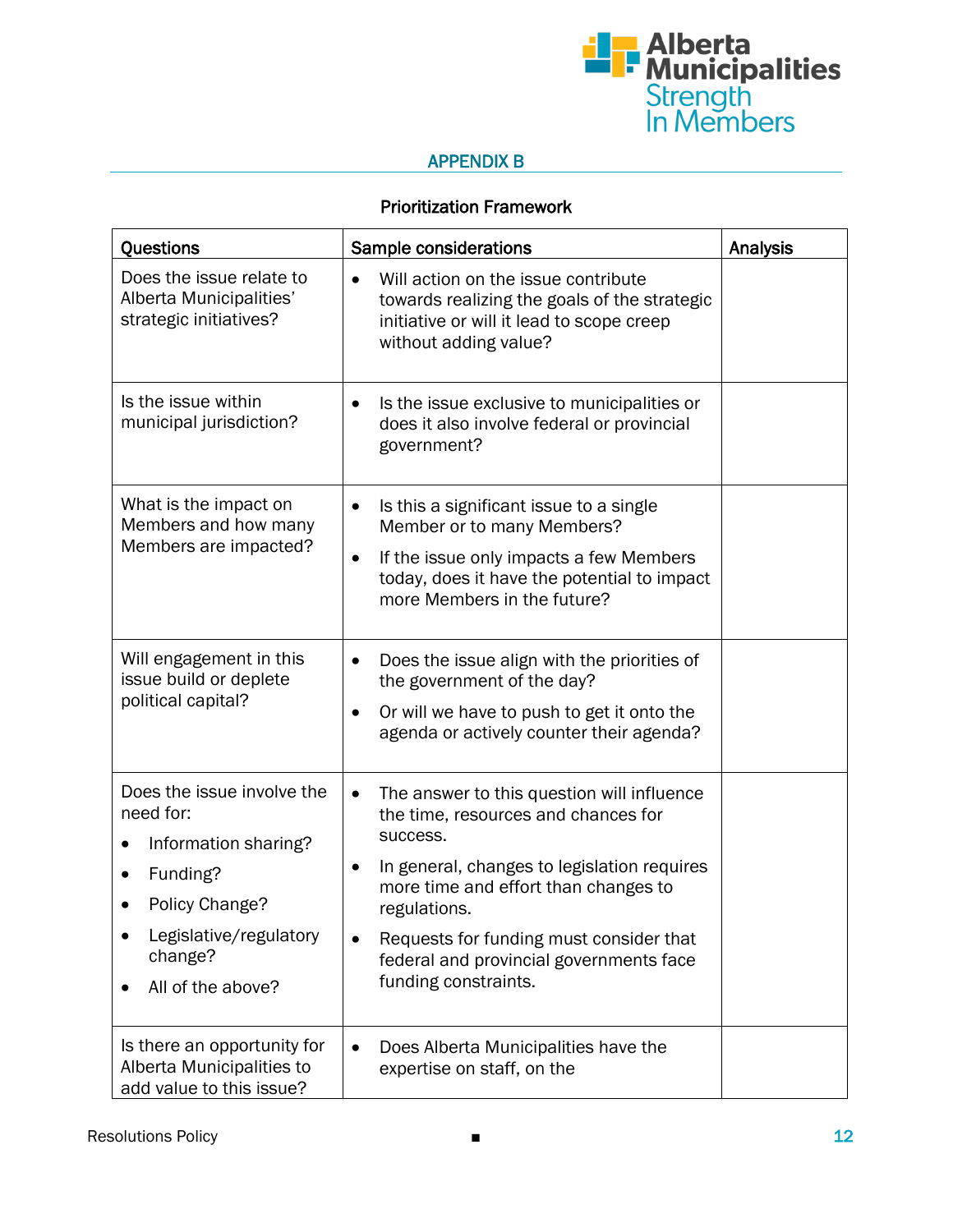## APPENDIX B

### Prioritization Framework

| Questions | Sample considerations | Analysis |
|---|---|---|
| Does the issue relate to Alberta Municipalities' strategic initiatives? | • Will action on the issue contribute towards realizing the goals of the strategic initiative or will it lead to scope creep without adding value? | |
| Is the issue within municipal jurisdiction? | • Is the issue exclusive to municipalities or does it also involve federal or provincial government? | |
| What is the impact on Members and how many Members are impacted? | • Is this a significant issue to a single Member or to many Members?<br>• If the issue only impacts a few Members today, does it have the potential to impact more Members in the future? | |
| Will engagement in this issue build or deplete political capital? | • Does the issue align with the priorities of the government of the day?<br>• Or will we have to push to get it onto the agenda or actively counter their agenda? | |
| Does the issue involve the need for:<br>• Information sharing?<br>• Funding?<br>• Policy Change?<br>• Legislative/regulatory change?<br>• All of the above? | • The answer to this question will influence the time, resources and chances for success.<br>• In general, changes to legislation requires more time and effort than changes to regulations.<br>• Requests for funding must consider that federal and provincial governments face funding constraints. | |
| Is there an opportunity for Alberta Municipalities to add value to this issue? | • Does Alberta Municipalities have the expertise on staff, on the | |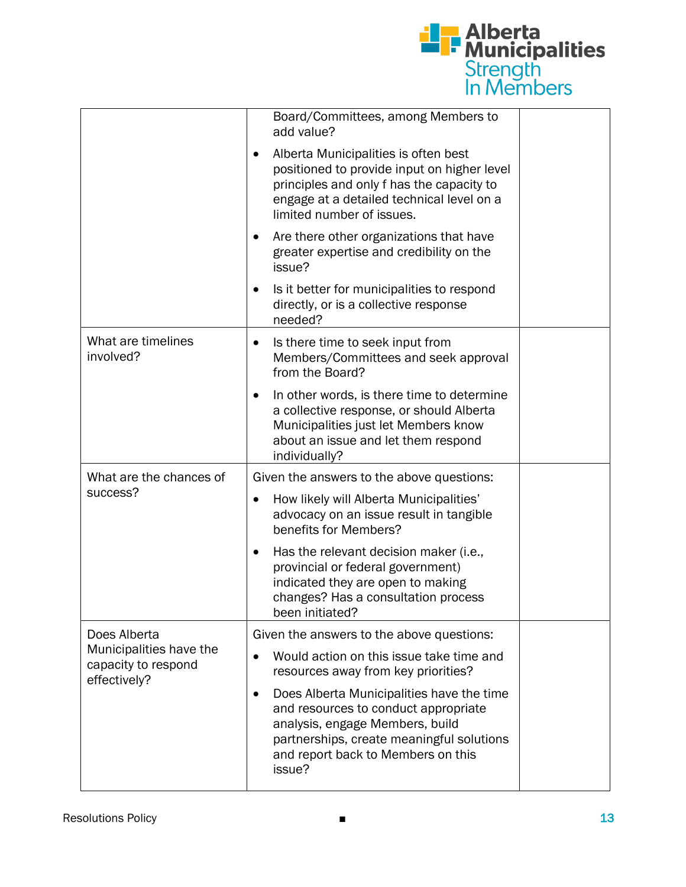| | | |
|---|---|---|
| | Board/Committees, among Members to add value?<br>• Alberta Municipalities is often best positioned to provide input on higher level principles and only f has the capacity to engage at a detailed technical level on a limited number of issues.<br>• Are there other organizations that have greater expertise and credibility on the issue?<br>• Is it better for municipalities to respond directly, or is a collective response needed? | |
| What are timelines involved? | • Is there time to seek input from Members/Committees and seek approval from the Board?<br>• In other words, is there time to determine a collective response, or should Alberta Municipalities just let Members know about an issue and let them respond individually? | |
| What are the chances of success? | Given the answers to the above questions:<br>• How likely will Alberta Municipalities' advocacy on an issue result in tangible benefits for Members?<br>• Has the relevant decision maker (i.e., provincial or federal government) indicated they are open to making changes? Has a consultation process been initiated? | |
| Does Alberta Municipalities have the capacity to respond effectively? | Given the answers to the above questions:<br>• Would action on this issue take time and resources away from key priorities?<br>• Does Alberta Municipalities have the time and resources to conduct appropriate analysis, engage Members, build partnerships, create meaningful solutions and report back to Members on this issue? | |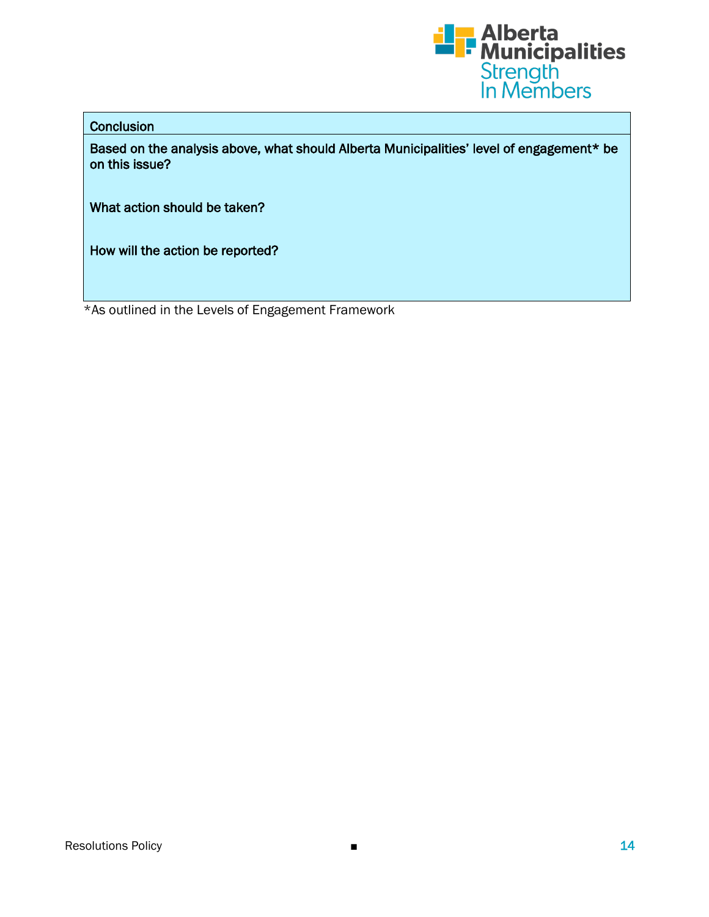| Conclusion |
| --- |
| **Based on the analysis above, what should Alberta Municipalities' level of engagement* be on this issue?**<br><br>**What action should be taken?**<br><br>**How will the action be reported?** |

*As outlined in the Levels of Engagement Framework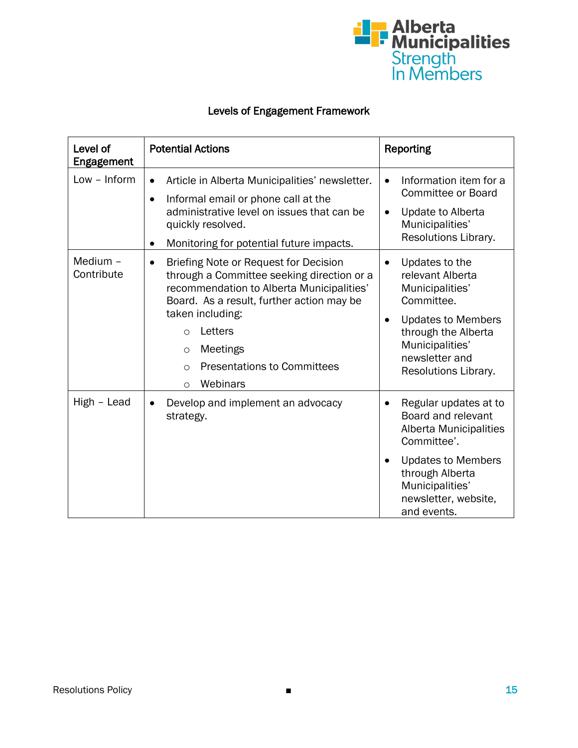## Levels of Engagement Framework

| Level of Engagement | Potential Actions | Reporting |
|---|---|---|
| Low – Inform | • Article in Alberta Municipalities' newsletter.<br>• Informal email or phone call at the administrative level on issues that can be quickly resolved.<br>• Monitoring for potential future impacts. | • Information item for a Committee or Board<br>• Update to Alberta Municipalities' Resolutions Library. |
| Medium – Contribute | • Briefing Note or Request for Decision through a Committee seeking direction or a recommendation to Alberta Municipalities' Board. As a result, further action may be taken including:<br>&nbsp;&nbsp;○ Letters<br>&nbsp;&nbsp;○ Meetings<br>&nbsp;&nbsp;○ Presentations to Committees<br>&nbsp;&nbsp;○ Webinars | • Updates to the relevant Alberta Municipalities' Committee.<br>• Updates to Members through the Alberta Municipalities' newsletter and Resolutions Library. |
| High – Lead | • Develop and implement an advocacy strategy. | • Regular updates at to Board and relevant Alberta Municipalities Committee'.<br>• Updates to Members through Alberta Municipalities' newsletter, website, and events. |